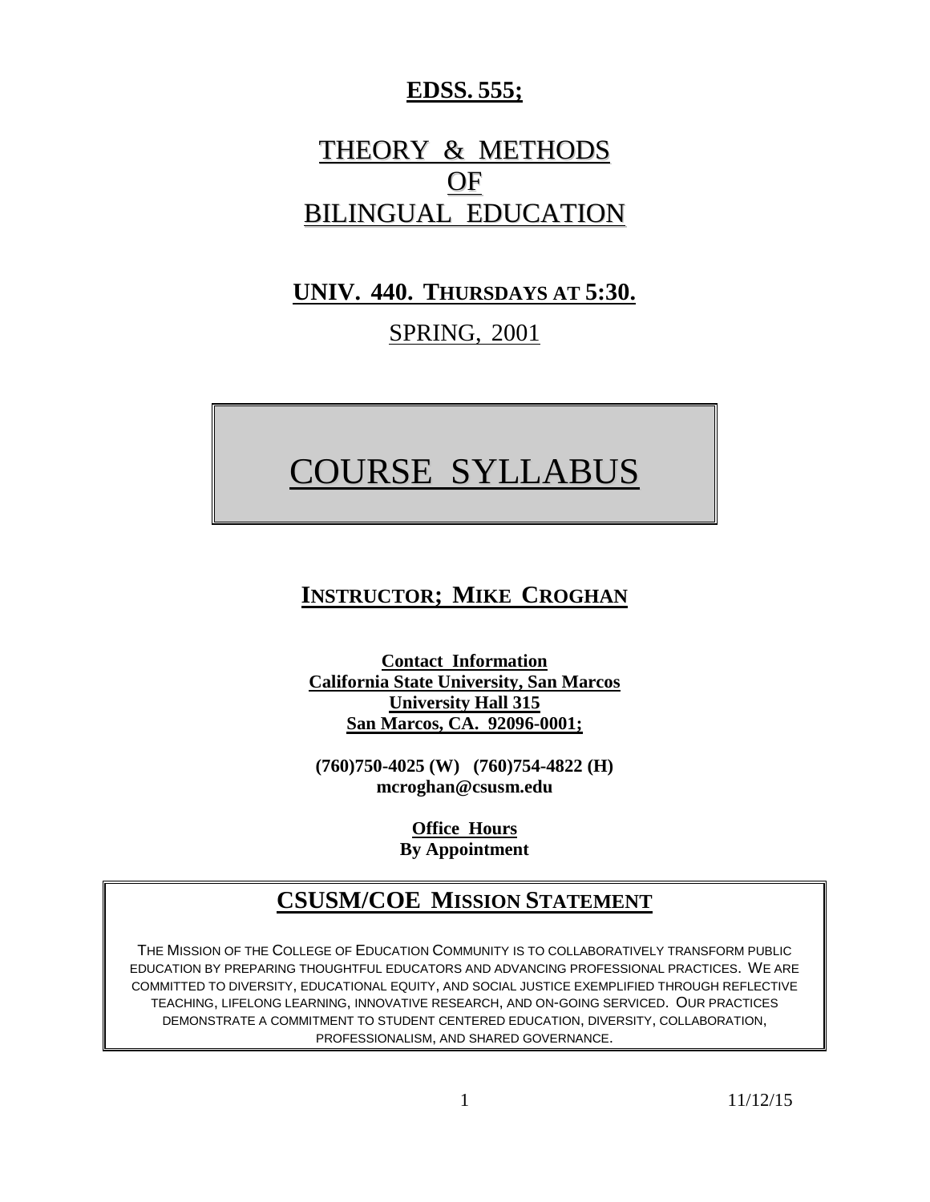# EDSS. 555;

# THEORY & METHODS OF BILINGUAL EDUCATION

## UNIV. 440. THURSDAYS AT 5:30.

SPRING, 2001

# COURSE SYLLABUS

## INSTRUCTOR; MIKE CROGHAN

**Contact Information**
**California State University, San Marcos**
**University Hall 315**
**San Marcos, CA. 92096-0001;**

**(760)750-4025 (W) (760)754-4822 (H)**
**mcroghan@csusm.edu**

**Office Hours**
**By Appointment**

## CSUSM/COE MISSION STATEMENT

THE MISSION OF THE COLLEGE OF EDUCATION COMMUNITY IS TO COLLABORATIVELY TRANSFORM PUBLIC EDUCATION BY PREPARING THOUGHTFUL EDUCATORS AND ADVANCING PROFESSIONAL PRACTICES. WE ARE COMMITTED TO DIVERSITY, EDUCATIONAL EQUITY, AND SOCIAL JUSTICE EXEMPLIFIED THROUGH REFLECTIVE TEACHING, LIFELONG LEARNING, INNOVATIVE RESEARCH, AND ON-GOING SERVICED. OUR PRACTICES DEMONSTRATE A COMMITMENT TO STUDENT CENTERED EDUCATION, DIVERSITY, COLLABORATION, PROFESSIONALISM, AND SHARED GOVERNANCE.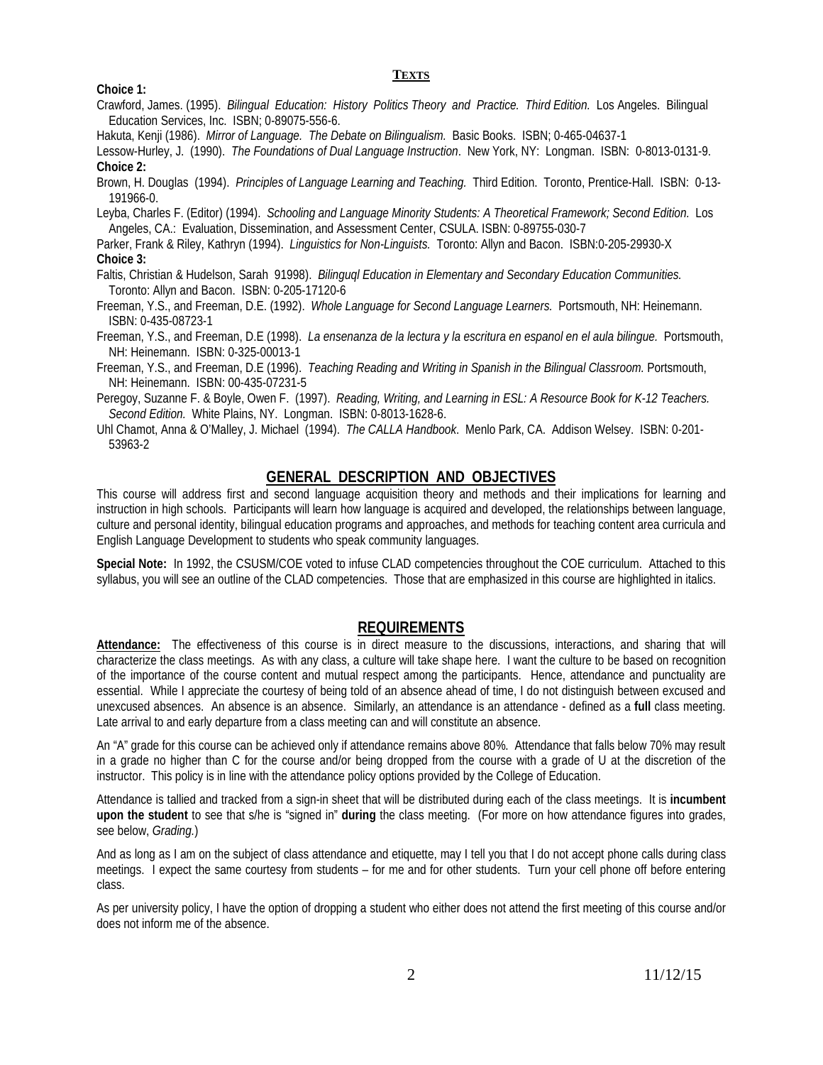## TEXTS

**Choice 1:**

Crawford, James. (1995). *Bilingual Education: History Politics Theory and Practice. Third Edition.* Los Angeles. Bilingual Education Services, Inc. ISBN; 0-89075-556-6.

Hakuta, Kenji (1986). *Mirror of Language. The Debate on Bilingualism.* Basic Books. ISBN; 0-465-04637-1

Lessow-Hurley, J. (1990). *The Foundations of Dual Language Instruction*. New York, NY: Longman. ISBN: 0-8013-0131-9.

**Choice 2:**

Brown, H. Douglas (1994). *Principles of Language Learning and Teaching.* Third Edition. Toronto, Prentice-Hall. ISBN: 0-13-191966-0.

Leyba, Charles F. (Editor) (1994). *Schooling and Language Minority Students: A Theoretical Framework; Second Edition.* Los Angeles, CA.: Evaluation, Dissemination, and Assessment Center, CSULA. ISBN: 0-89755-030-7

Parker, Frank & Riley, Kathryn (1994). *Linguistics for Non-Linguists.* Toronto: Allyn and Bacon. ISBN:0-205-29930-X

**Choice 3:**

Faltis, Christian & Hudelson, Sarah 91998). *Bilinguql Education in Elementary and Secondary Education Communities.* Toronto: Allyn and Bacon. ISBN: 0-205-17120-6

Freeman, Y.S., and Freeman, D.E. (1992). *Whole Language for Second Language Learners.* Portsmouth, NH: Heinemann. ISBN: 0-435-08723-1

Freeman, Y.S., and Freeman, D.E (1998). *La ensenanza de la lectura y la escritura en espanol en el aula bilingue.* Portsmouth, NH: Heinemann. ISBN: 0-325-00013-1

Freeman, Y.S., and Freeman, D.E (1996). *Teaching Reading and Writing in Spanish in the Bilingual Classroom.* Portsmouth, NH: Heinemann. ISBN: 00-435-07231-5

Peregoy, Suzanne F. & Boyle, Owen F. (1997). *Reading, Writing, and Learning in ESL: A Resource Book for K-12 Teachers. Second Edition.* White Plains, NY. Longman. ISBN: 0-8013-1628-6.

Uhl Chamot, Anna & O'Malley, J. Michael (1994). *The CALLA Handbook*. Menlo Park, CA. Addison Welsey. ISBN: 0-201-53963-2

## GENERAL DESCRIPTION AND OBJECTIVES

This course will address first and second language acquisition theory and methods and their implications for learning and instruction in high schools. Participants will learn how language is acquired and developed, the relationships between language, culture and personal identity, bilingual education programs and approaches, and methods for teaching content area curricula and English Language Development to students who speak community languages.

**Special Note:** In 1992, the CSUSM/COE voted to infuse CLAD competencies throughout the COE curriculum. Attached to this syllabus, you will see an outline of the CLAD competencies. Those that are emphasized in this course are highlighted in italics.

## REQUIREMENTS

**Attendance:** The effectiveness of this course is in direct measure to the discussions, interactions, and sharing that will characterize the class meetings. As with any class, a culture will take shape here. I want the culture to be based on recognition of the importance of the course content and mutual respect among the participants. Hence, attendance and punctuality are essential. While I appreciate the courtesy of being told of an absence ahead of time, I do not distinguish between excused and unexcused absences. An absence is an absence. Similarly, an attendance is an attendance - defined as a **full** class meeting. Late arrival to and early departure from a class meeting can and will constitute an absence.

An "A" grade for this course can be achieved only if attendance remains above 80%. Attendance that falls below 70% may result in a grade no higher than C for the course and/or being dropped from the course with a grade of U at the discretion of the instructor. This policy is in line with the attendance policy options provided by the College of Education.

Attendance is tallied and tracked from a sign-in sheet that will be distributed during each of the class meetings. It is **incumbent upon the student** to see that s/he is "signed in" **during** the class meeting. (For more on how attendance figures into grades, see below, *Grading.*)

And as long as I am on the subject of class attendance and etiquette, may I tell you that I do not accept phone calls during class meetings. I expect the same courtesy from students – for me and for other students. Turn your cell phone off before entering class.

As per university policy, I have the option of dropping a student who either does not attend the first meeting of this course and/or does not inform me of the absence.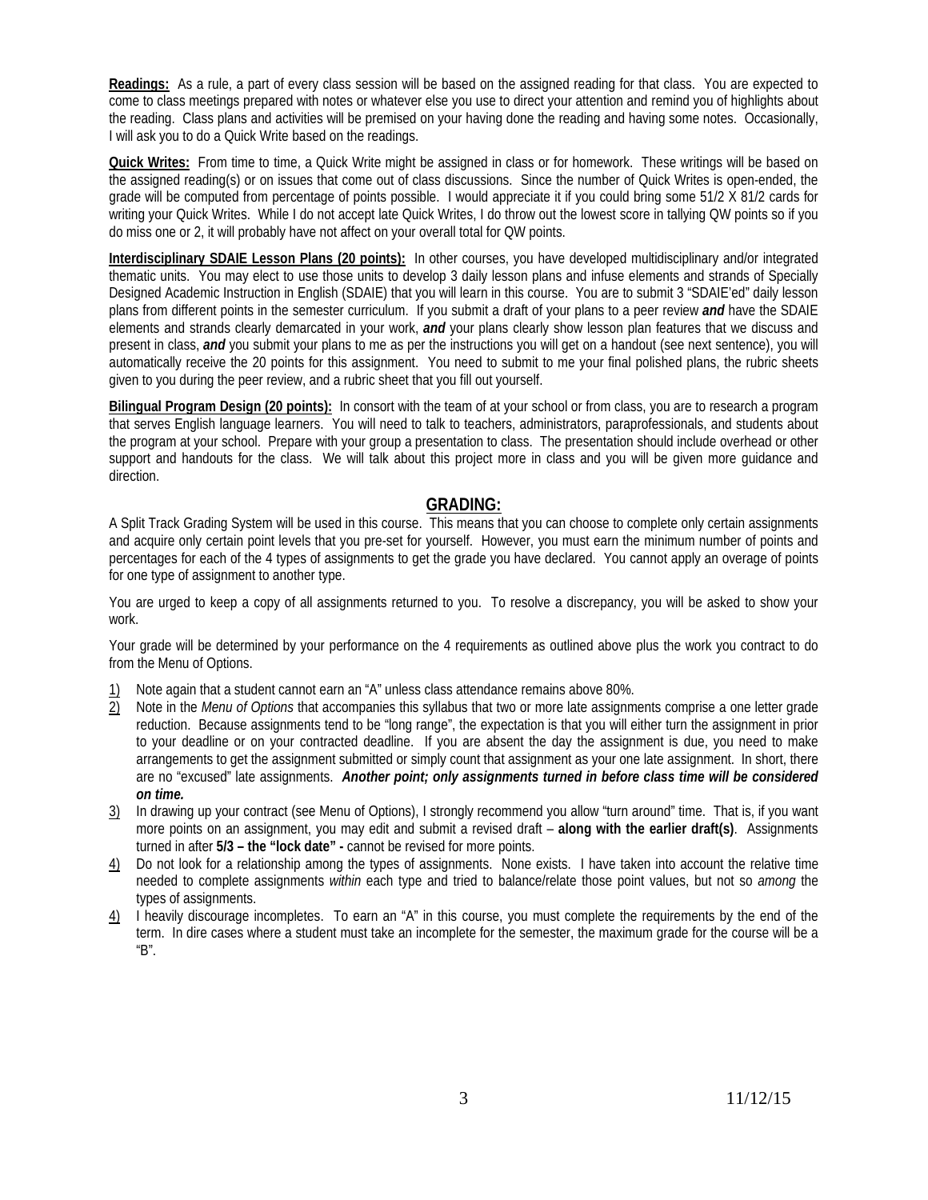**Readings:** As a rule, a part of every class session will be based on the assigned reading for that class. You are expected to come to class meetings prepared with notes or whatever else you use to direct your attention and remind you of highlights about the reading. Class plans and activities will be premised on your having done the reading and having some notes. Occasionally, I will ask you to do a Quick Write based on the readings.

**Quick Writes:** From time to time, a Quick Write might be assigned in class or for homework. These writings will be based on the assigned reading(s) or on issues that come out of class discussions. Since the number of Quick Writes is open-ended, the grade will be computed from percentage of points possible. I would appreciate it if you could bring some 51/2 X 81/2 cards for writing your Quick Writes. While I do not accept late Quick Writes, I do throw out the lowest score in tallying QW points so if you do miss one or 2, it will probably have not affect on your overall total for QW points.

**Interdisciplinary SDAIE Lesson Plans (20 points):** In other courses, you have developed multidisciplinary and/or integrated thematic units. You may elect to use those units to develop 3 daily lesson plans and infuse elements and strands of Specially Designed Academic Instruction in English (SDAIE) that you will learn in this course. You are to submit 3 "SDAIE'ed" daily lesson plans from different points in the semester curriculum. If you submit a draft of your plans to a peer review ***and*** have the SDAIE elements and strands clearly demarcated in your work, ***and*** your plans clearly show lesson plan features that we discuss and present in class, ***and*** you submit your plans to me as per the instructions you will get on a handout (see next sentence), you will automatically receive the 20 points for this assignment. You need to submit to me your final polished plans, the rubric sheets given to you during the peer review, and a rubric sheet that you fill out yourself.

**Bilingual Program Design (20 points):** In consort with the team of at your school or from class, you are to research a program that serves English language learners. You will need to talk to teachers, administrators, paraprofessionals, and students about the program at your school. Prepare with your group a presentation to class. The presentation should include overhead or other support and handouts for the class. We will talk about this project more in class and you will be given more guidance and direction.

## GRADING:

A Split Track Grading System will be used in this course. This means that you can choose to complete only certain assignments and acquire only certain point levels that you pre-set for yourself. However, you must earn the minimum number of points and percentages for each of the 4 types of assignments to get the grade you have declared. You cannot apply an overage of points for one type of assignment to another type.

You are urged to keep a copy of all assignments returned to you. To resolve a discrepancy, you will be asked to show your work.

Your grade will be determined by your performance on the 4 requirements as outlined above plus the work you contract to do from the Menu of Options.

1) Note again that a student cannot earn an "A" unless class attendance remains above 80%.
2) Note in the *Menu of Options* that accompanies this syllabus that two or more late assignments comprise a one letter grade reduction. Because assignments tend to be "long range", the expectation is that you will either turn the assignment in prior to your deadline or on your contracted deadline. If you are absent the day the assignment is due, you need to make arrangements to get the assignment submitted or simply count that assignment as your one late assignment. In short, there are no "excused" late assignments. ***Another point; only assignments turned in before class time will be considered on time.***
3) In drawing up your contract (see Menu of Options), I strongly recommend you allow "turn around" time. That is, if you want more points on an assignment, you may edit and submit a revised draft – **along with the earlier draft(s)**. Assignments turned in after **5/3 – the "lock date" -** cannot be revised for more points.
4) Do not look for a relationship among the types of assignments. None exists. I have taken into account the relative time needed to complete assignments *within* each type and tried to balance/relate those point values, but not so *among* the types of assignments.
4) I heavily discourage incompletes. To earn an "A" in this course, you must complete the requirements by the end of the term. In dire cases where a student must take an incomplete for the semester, the maximum grade for the course will be a "B".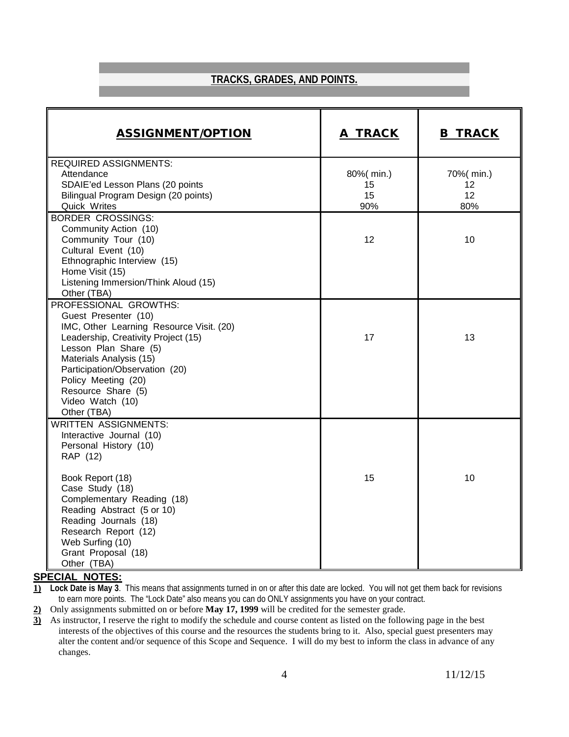## TRACKS, GRADES, AND POINTS.

| ASSIGNMENT/OPTION | A TRACK | B TRACK |
|---|---|---|
| REQUIRED ASSIGNMENTS: | | |
| Attendance | 80%( min.) | 70%( min.) |
| SDAIE'ed Lesson Plans (20 points | 15 | 12 |
| Bilingual Program Design (20 points) | 15 | 12 |
| Quick Writes | 90% | 80% |
| BORDER CROSSINGS:<br>Community Action (10)<br>Community Tour (10)<br>Cultural Event (10)<br>Ethnographic Interview (15)<br>Home Visit (15)<br>Listening Immersion/Think Aloud (15)<br>Other (TBA) | 12 | 10 |
| PROFESSIONAL GROWTHS:<br>Guest Presenter (10)<br>IMC, Other Learning Resource Visit. (20)<br>Leadership, Creativity Project (15)<br>Lesson Plan Share (5)<br>Materials Analysis (15)<br>Participation/Observation (20)<br>Policy Meeting (20)<br>Resource Share (5)<br>Video Watch (10)<br>Other (TBA) | 17 | 13 |
| WRITTEN ASSIGNMENTS:<br>Interactive Journal (10)<br>Personal History (10)<br>RAP (12)<br><br>Book Report (18)<br>Case Study (18)<br>Complementary Reading (18)<br>Reading Abstract (5 or 10)<br>Reading Journals (18)<br>Research Report (12)<br>Web Surfing (10)<br>Grant Proposal (18)<br>Other (TBA) | 15 | 10 |

**SPECIAL NOTES:**

1) **Lock Date is May 3**. This means that assignments turned in on or after this date are locked. You will not get them back for revisions to earn more points. The "Lock Date" also means you can do ONLY assignments you have on your contract.
2) Only assignments submitted on or before **May 17, 1999** will be credited for the semester grade.
3) As instructor, I reserve the right to modify the schedule and course content as listed on the following page in the best interests of the objectives of this course and the resources the students bring to it. Also, special guest presenters may alter the content and/or sequence of this Scope and Sequence. I will do my best to inform the class in advance of any changes.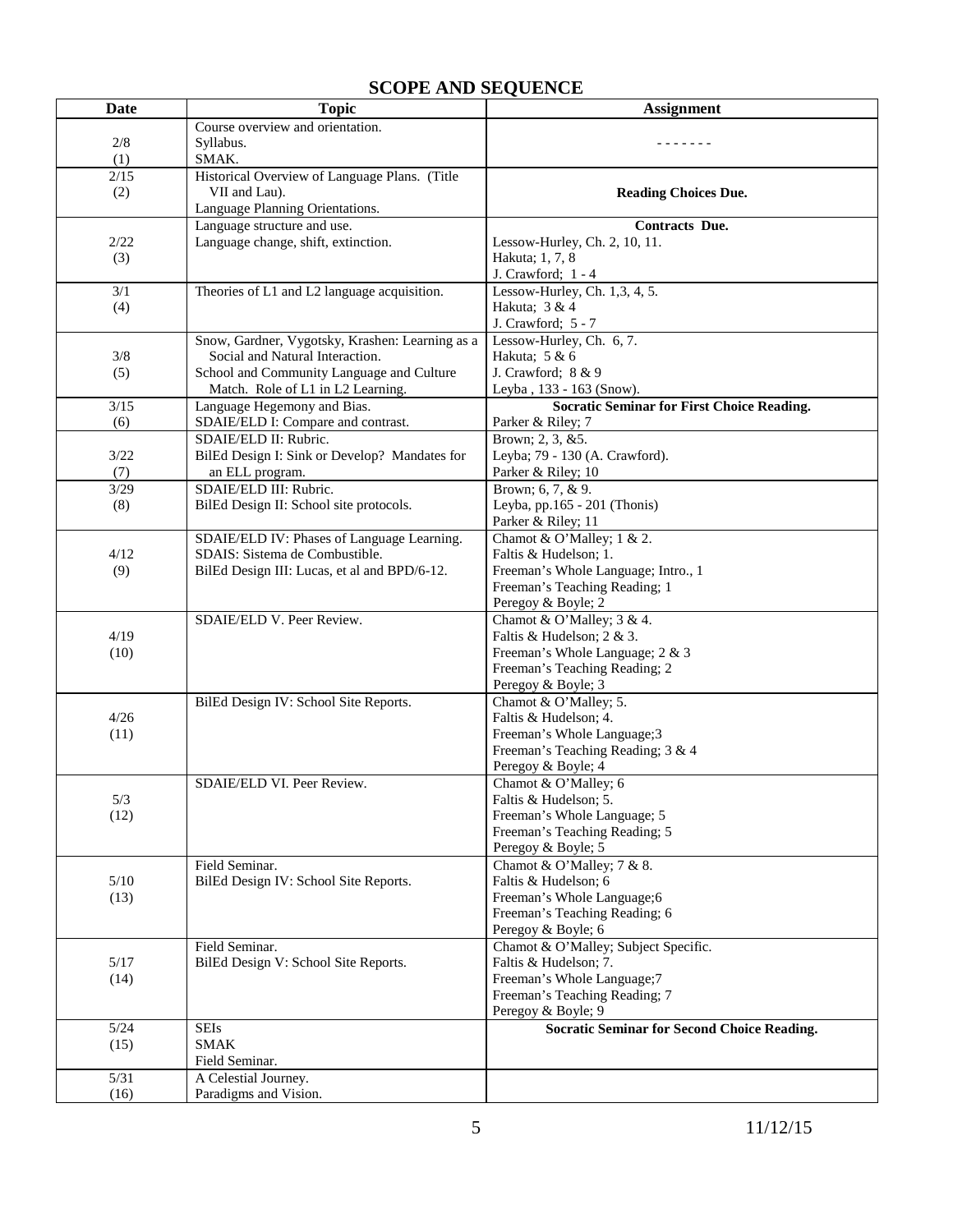## SCOPE AND SEQUENCE

| Date | Topic | Assignment |
|---|---|---|
| 2/8 (1) | Course overview and orientation. Syllabus. SMAK. | - - - - - - - |
| 2/15 (2) | Historical Overview of Language Plans. (Title VII and Lau). Language Planning Orientations. | **Reading Choices Due.** |
| 2/22 (3) | Language structure and use. Language change, shift, extinction. | **Contracts Due.** Lessow-Hurley, Ch. 2, 10, 11. Hakuta; 1, 7, 8 J. Crawford; 1 - 4 |
| 3/1 (4) | Theories of L1 and L2 language acquisition. | Lessow-Hurley, Ch. 1,3, 4, 5. Hakuta; 3 & 4 J. Crawford; 5 - 7 |
| 3/8 (5) | Snow, Gardner, Vygotsky, Krashen: Learning as a Social and Natural Interaction. School and Community Language and Culture Match. Role of L1 in L2 Learning. | Lessow-Hurley, Ch. 6, 7. Hakuta; 5 & 6 J. Crawford; 8 & 9 Leyba , 133 - 163 (Snow). |
| 3/15 (6) | Language Hegemony and Bias. SDAIE/ELD I: Compare and contrast. | **Socratic Seminar for First Choice Reading.** Parker & Riley; 7 |
| 3/22 (7) | SDAIE/ELD II: Rubric. BilEd Design I: Sink or Develop? Mandates for an ELL program. | Brown; 2, 3, &5. Leyba; 79 - 130 (A. Crawford). Parker & Riley; 10 |
| 3/29 (8) | SDAIE/ELD III: Rubric. BilEd Design II: School site protocols. | Brown; 6, 7, & 9. Leyba, pp.165 - 201 (Thonis) Parker & Riley; 11 |
| 4/12 (9) | SDAIE/ELD IV: Phases of Language Learning. SDAIS: Sistema de Combustible. BilEd Design III: Lucas, et al and BPD/6-12. | Chamot & O'Malley; 1 & 2. Faltis & Hudelson; 1. Freeman's Whole Language; Intro., 1 Freeman's Teaching Reading; 1 Peregoy & Boyle; 2 |
| 4/19 (10) | SDAIE/ELD V. Peer Review. | Chamot & O'Malley; 3 & 4. Faltis & Hudelson; 2 & 3. Freeman's Whole Language; 2 & 3 Freeman's Teaching Reading; 2 Peregoy & Boyle; 3 |
| 4/26 (11) | BilEd Design IV: School Site Reports. | Chamot & O'Malley; 5. Faltis & Hudelson; 4. Freeman's Whole Language;3 Freeman's Teaching Reading; 3 & 4 Peregoy & Boyle; 4 |
| 5/3 (12) | SDAIE/ELD VI. Peer Review. | Chamot & O'Malley; 6 Faltis & Hudelson; 5. Freeman's Whole Language; 5 Freeman's Teaching Reading; 5 Peregoy & Boyle; 5 |
| 5/10 (13) | Field Seminar. BilEd Design IV: School Site Reports. | Chamot & O'Malley; 7 & 8. Faltis & Hudelson; 6 Freeman's Whole Language;6 Freeman's Teaching Reading; 6 Peregoy & Boyle; 6 |
| 5/17 (14) | Field Seminar. BilEd Design V: School Site Reports. | Chamot & O'Malley; Subject Specific. Faltis & Hudelson; 7. Freeman's Whole Language;7 Freeman's Teaching Reading; 7 Peregoy & Boyle; 9 |
| 5/24 (15) | SEIs SMAK Field Seminar. | **Socratic Seminar for Second Choice Reading.** |
| 5/31 (16) | A Celestial Journey. Paradigms and Vision. | |